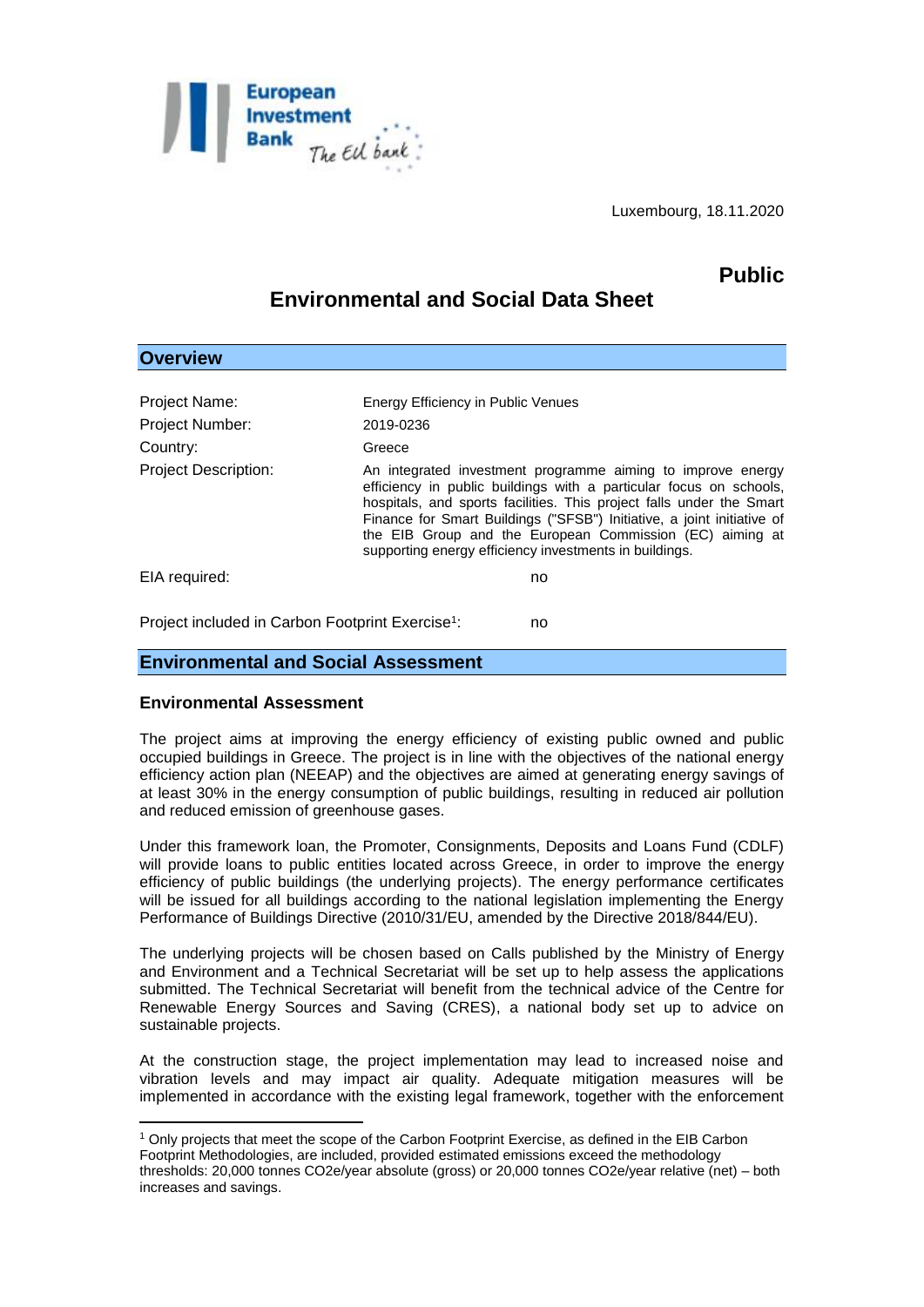Luxembourg, 18.11.2020

**Public**

# Environmental and Social Data Sheet

## Overview

| | |
|---|---|
| Project Name: | Energy Efficiency in Public Venues |
| Project Number: | 2019-0236 |
| Country: | Greece |
| Project Description: | An integrated investment programme aiming to improve energy efficiency in public buildings with a particular focus on schools, hospitals, and sports facilities. This project falls under the Smart Finance for Smart Buildings ("SFSB") Initiative, a joint initiative of the EIB Group and the European Commission (EC) aiming at supporting energy efficiency investments in buildings. |
| EIA required: | no |
| Project included in Carbon Footprint Exercise[1]: | no |

## Environmental and Social Assessment

### Environmental Assessment

The project aims at improving the energy efficiency of existing public owned and public occupied buildings in Greece. The project is in line with the objectives of the national energy efficiency action plan (NEEAP) and the objectives are aimed at generating energy savings of at least 30% in the energy consumption of public buildings, resulting in reduced air pollution and reduced emission of greenhouse gases.

Under this framework loan, the Promoter, Consignments, Deposits and Loans Fund (CDLF) will provide loans to public entities located across Greece, in order to improve the energy efficiency of public buildings (the underlying projects). The energy performance certificates will be issued for all buildings according to the national legislation implementing the Energy Performance of Buildings Directive (2010/31/EU, amended by the Directive 2018/844/EU).

The underlying projects will be chosen based on Calls published by the Ministry of Energy and Environment and a Technical Secretariat will be set up to help assess the applications submitted. The Technical Secretariat will benefit from the technical advice of the Centre for Renewable Energy Sources and Saving (CRES), a national body set up to advice on sustainable projects.

At the construction stage, the project implementation may lead to increased noise and vibration levels and may impact air quality. Adequate mitigation measures will be implemented in accordance with the existing legal framework, together with the enforcement

---

[1] Only projects that meet the scope of the Carbon Footprint Exercise, as defined in the EIB Carbon Footprint Methodologies, are included, provided estimated emissions exceed the methodology thresholds: 20,000 tonnes CO2e/year absolute (gross) or 20,000 tonnes CO2e/year relative (net) – both increases and savings.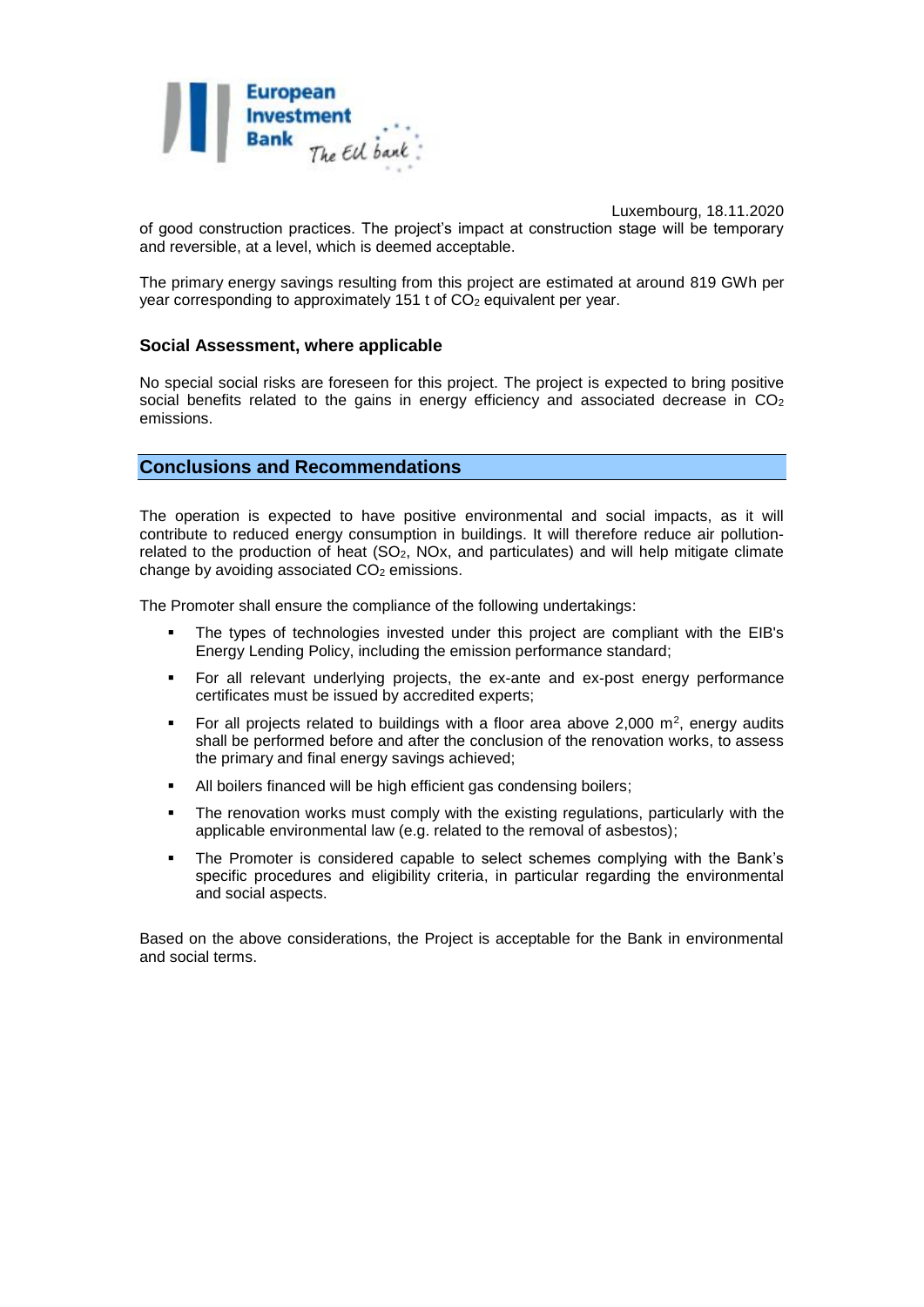Luxembourg, 18.11.2020

of good construction practices. The project's impact at construction stage will be temporary and reversible, at a level, which is deemed acceptable.

The primary energy savings resulting from this project are estimated at around 819 GWh per year corresponding to approximately 151 t of $CO_2$ equivalent per year.

### Social Assessment, where applicable

No special social risks are foreseen for this project. The project is expected to bring positive social benefits related to the gains in energy efficiency and associated decrease in $CO_2$ emissions.

## Conclusions and Recommendations

The operation is expected to have positive environmental and social impacts, as it will contribute to reduced energy consumption in buildings. It will therefore reduce air pollution-related to the production of heat ($SO_2$, NOx, and particulates) and will help mitigate climate change by avoiding associated $CO_2$ emissions.

The Promoter shall ensure the compliance of the following undertakings:

- The types of technologies invested under this project are compliant with the EIB's Energy Lending Policy, including the emission performance standard;
- For all relevant underlying projects, the ex-ante and ex-post energy performance certificates must be issued by accredited experts;
- For all projects related to buildings with a floor area above 2,000 $m^2$, energy audits shall be performed before and after the conclusion of the renovation works, to assess the primary and final energy savings achieved;
- All boilers financed will be high efficient gas condensing boilers;
- The renovation works must comply with the existing regulations, particularly with the applicable environmental law (e.g. related to the removal of asbestos);
- The Promoter is considered capable to select schemes complying with the Bank's specific procedures and eligibility criteria, in particular regarding the environmental and social aspects.

Based on the above considerations, the Project is acceptable for the Bank in environmental and social terms.